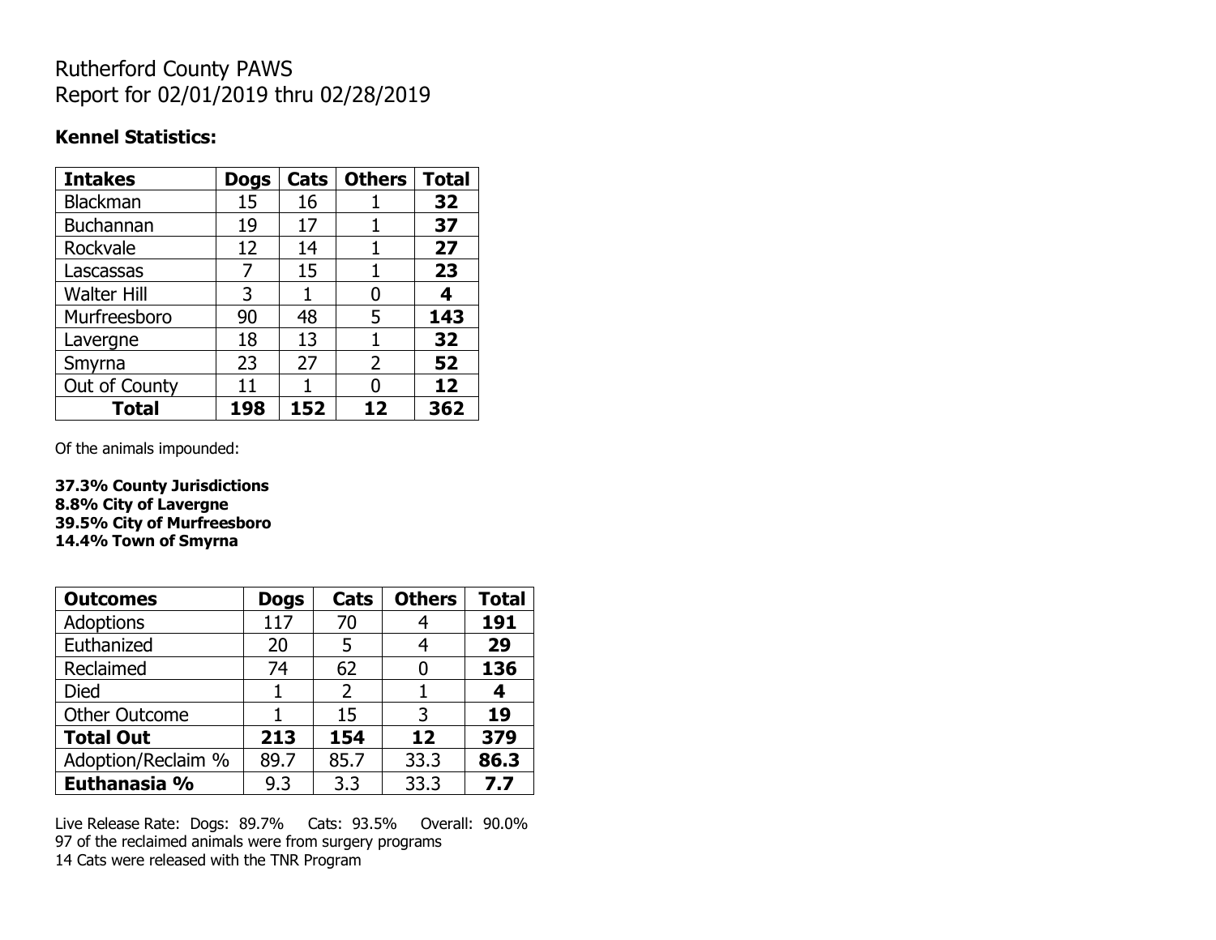# Rutherford County PAWS
Report for 02/01/2019 thru 02/28/2019

**Kennel Statistics:**

| **Intakes** | **Dogs** | **Cats** | **Others** | **Total** |
|---|---|---|---|---|
| Blackman | 15 | 16 | 1 | **32** |
| Buchannan | 19 | 17 | 1 | **37** |
| Rockvale | 12 | 14 | 1 | **27** |
| Lascassas | 7 | 15 | 1 | **23** |
| Walter Hill | 3 | 1 | 0 | **4** |
| Murfreesboro | 90 | 48 | 5 | **143** |
| Lavergne | 18 | 13 | 1 | **32** |
| Smyrna | 23 | 27 | 2 | **52** |
| Out of County | 11 | 1 | 0 | **12** |
| **Total** | **198** | **152** | **12** | **362** |

Of the animals impounded:

**37.3% County Jurisdictions**
**8.8% City of Lavergne**
**39.5% City of Murfreesboro**
**14.4% Town of Smyrna**

| **Outcomes** | **Dogs** | **Cats** | **Others** | **Total** |
|---|---|---|---|---|
| Adoptions | 117 | 70 | 4 | **191** |
| Euthanized | 20 | 5 | 4 | **29** |
| Reclaimed | 74 | 62 | 0 | **136** |
| Died | 1 | 2 | 1 | **4** |
| Other Outcome | 1 | 15 | 3 | **19** |
| **Total Out** | **213** | **154** | **12** | **379** |
| Adoption/Reclaim % | 89.7 | 85.7 | 33.3 | **86.3** |
| **Euthanasia %** | 9.3 | 3.3 | 33.3 | **7.7** |

Live Release Rate: Dogs: 89.7% Cats: 93.5% Overall: 90.0%
97 of the reclaimed animals were from surgery programs
14 Cats were released with the TNR Program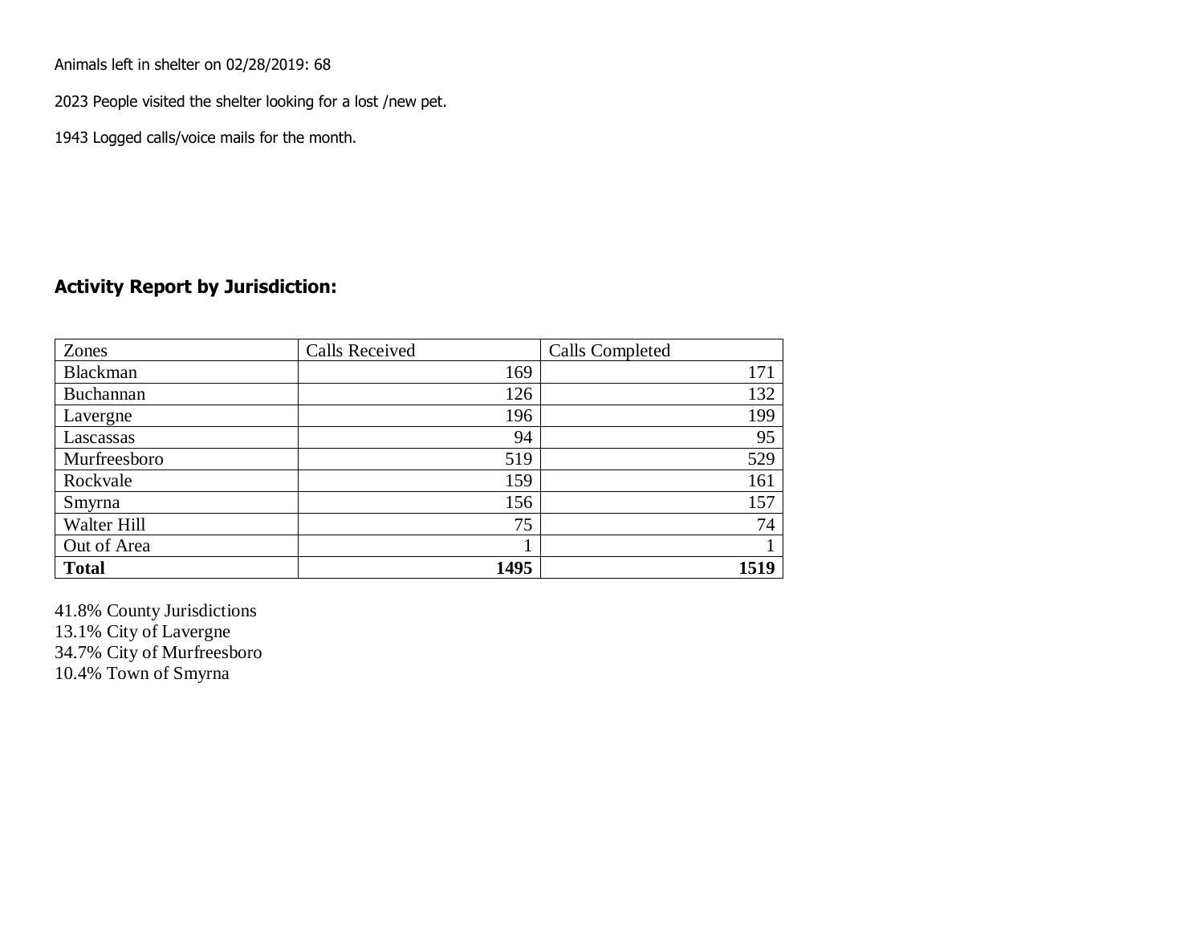Animals left in shelter on 02/28/2019: 68

2023 People visited the shelter looking for a lost /new pet.

1943 Logged calls/voice mails for the month.

## Activity Report by Jurisdiction:

| Zones | Calls Received | Calls Completed |
|---|---|---|
| Blackman | 169 | 171 |
| Buchannan | 126 | 132 |
| Lavergne | 196 | 199 |
| Lascassas | 94 | 95 |
| Murfreesboro | 519 | 529 |
| Rockvale | 159 | 161 |
| Smyrna | 156 | 157 |
| Walter Hill | 75 | 74 |
| Out of Area | 1 | 1 |
| **Total** | **1495** | **1519** |

41.8% County Jurisdictions
13.1% City of Lavergne
34.7% City of Murfreesboro
10.4% Town of Smyrna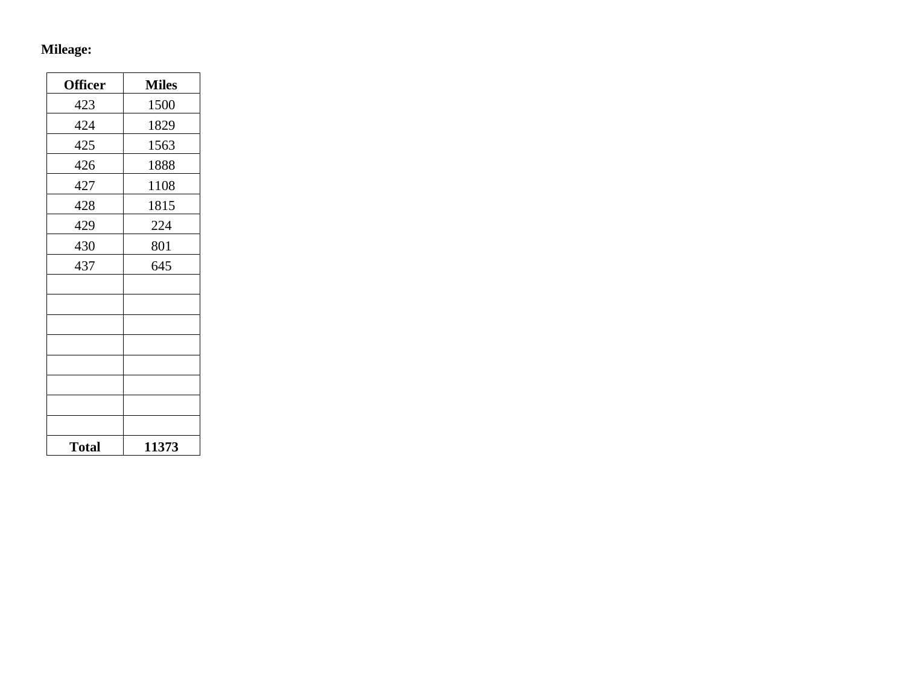**Mileage:**

| Officer | Miles |
|---|---|
| 423 | 1500 |
| 424 | 1829 |
| 425 | 1563 |
| 426 | 1888 |
| 427 | 1108 |
| 428 | 1815 |
| 429 | 224 |
| 430 | 801 |
| 437 | 645 |
| | |
| | |
| | |
| | |
| | |
| | |
| | |
| | |
| **Total** | **11373** |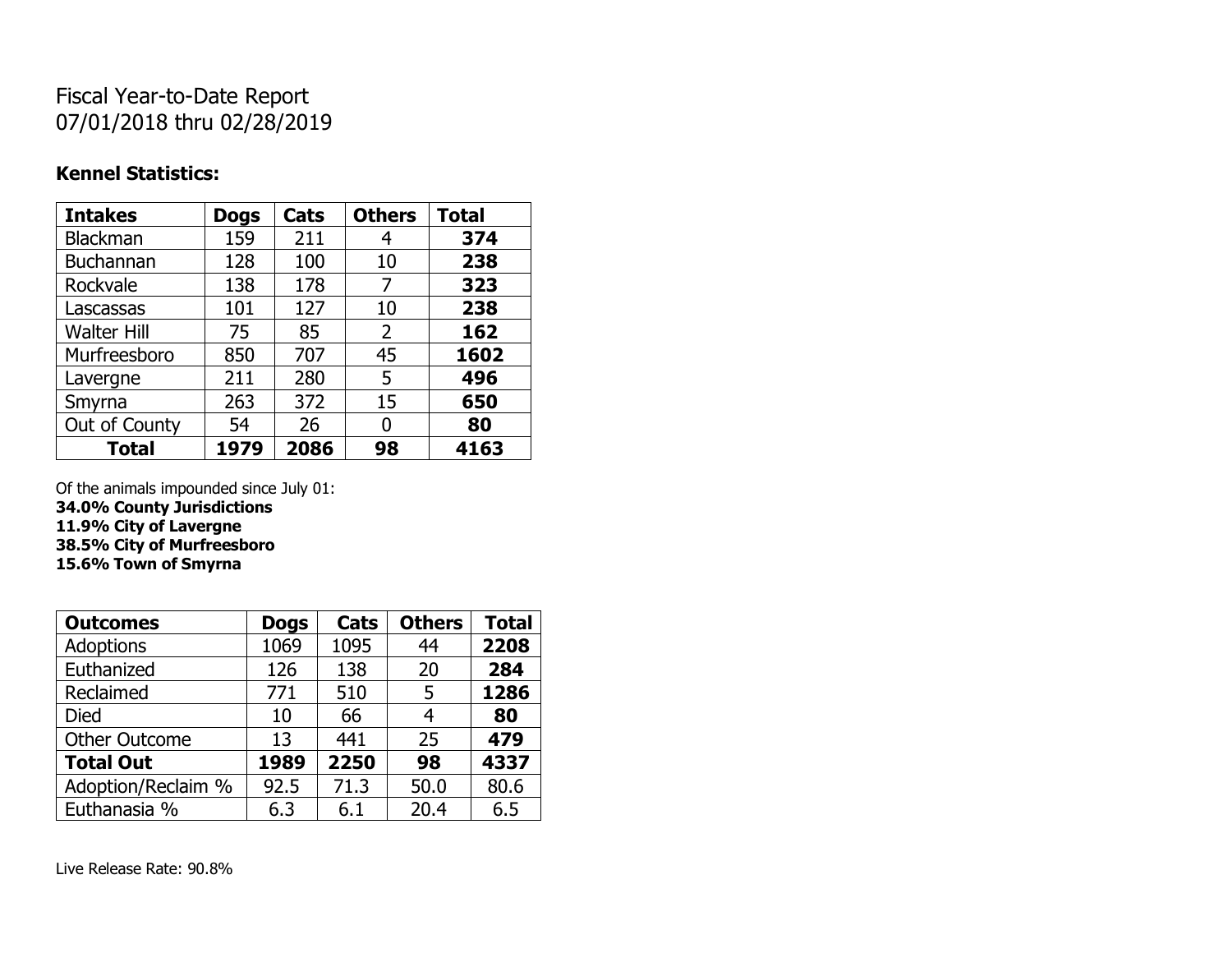# Fiscal Year-to-Date Report
07/01/2018 thru 02/28/2019

### Kennel Statistics:

| Intakes | Dogs | Cats | Others | Total |
|---|---|---|---|---|
| Blackman | 159 | 211 | 4 | **374** |
| Buchannan | 128 | 100 | 10 | **238** |
| Rockvale | 138 | 178 | 7 | **323** |
| Lascassas | 101 | 127 | 10 | **238** |
| Walter Hill | 75 | 85 | 2 | **162** |
| Murfreesboro | 850 | 707 | 45 | **1602** |
| Lavergne | 211 | 280 | 5 | **496** |
| Smyrna | 263 | 372 | 15 | **650** |
| Out of County | 54 | 26 | 0 | **80** |
| **Total** | **1979** | **2086** | **98** | **4163** |

Of the animals impounded since July 01:
**34.0% County Jurisdictions**
**11.9% City of Lavergne**
**38.5% City of Murfreesboro**
**15.6% Town of Smyrna**

| Outcomes | Dogs | Cats | Others | Total |
|---|---|---|---|---|
| Adoptions | 1069 | 1095 | 44 | **2208** |
| Euthanized | 126 | 138 | 20 | **284** |
| Reclaimed | 771 | 510 | 5 | **1286** |
| Died | 10 | 66 | 4 | **80** |
| Other Outcome | 13 | 441 | 25 | **479** |
| **Total Out** | **1989** | **2250** | **98** | **4337** |
| Adoption/Reclaim % | 92.5 | 71.3 | 50.0 | 80.6 |
| Euthanasia % | 6.3 | 6.1 | 20.4 | 6.5 |

Live Release Rate: 90.8%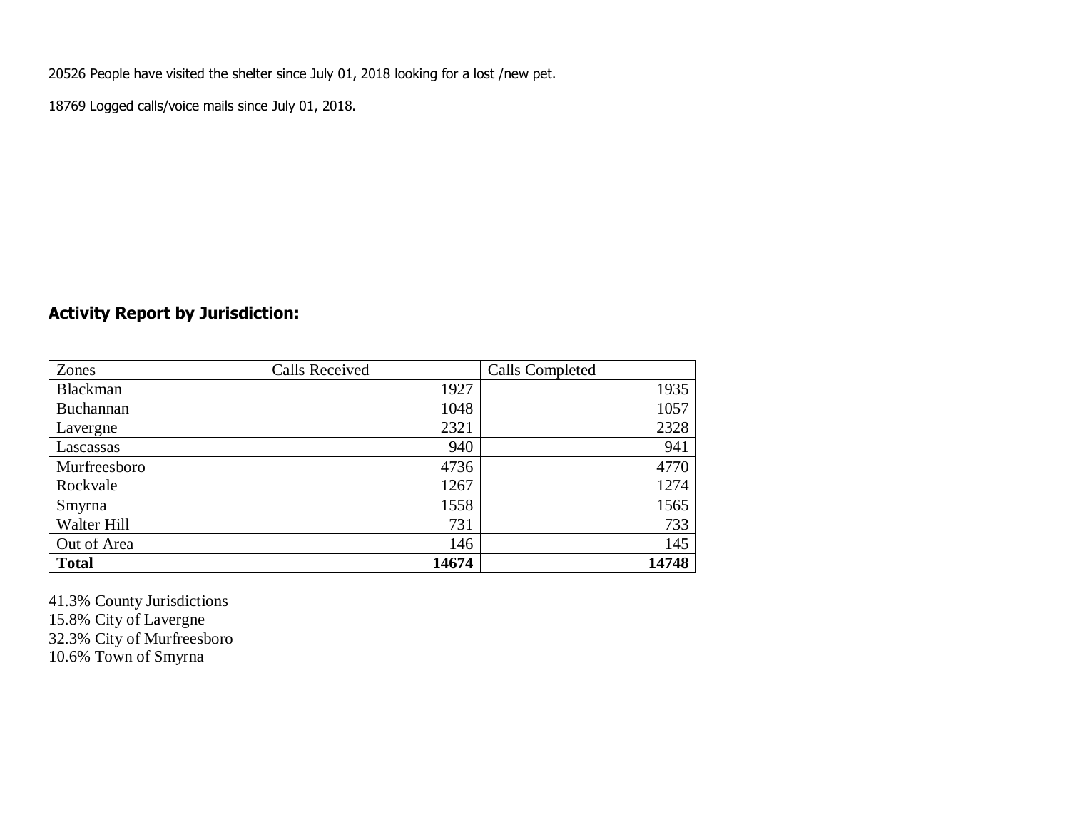20526 People have visited the shelter since July 01, 2018 looking for a lost /new pet.

18769 Logged calls/voice mails since July 01, 2018.

## Activity Report by Jurisdiction:

| Zones | Calls Received | Calls Completed |
|---|---|---|
| Blackman | 1927 | 1935 |
| Buchannan | 1048 | 1057 |
| Lavergne | 2321 | 2328 |
| Lascassas | 940 | 941 |
| Murfreesboro | 4736 | 4770 |
| Rockvale | 1267 | 1274 |
| Smyrna | 1558 | 1565 |
| Walter Hill | 731 | 733 |
| Out of Area | 146 | 145 |
| **Total** | **14674** | **14748** |

41.3% County Jurisdictions
15.8% City of Lavergne
32.3% City of Murfreesboro
10.6% Town of Smyrna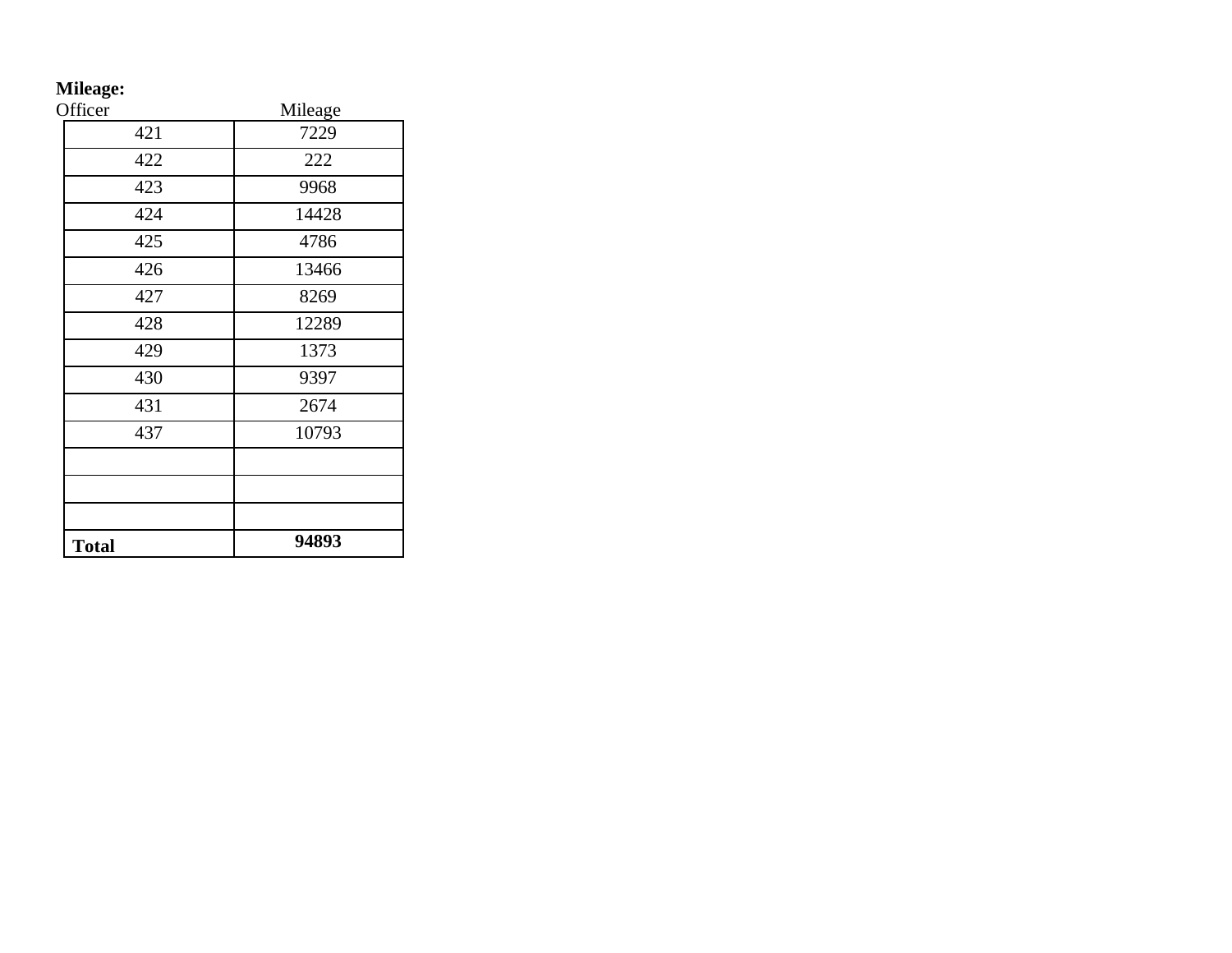**Mileage:**

| Officer | Mileage |
|---|---|
| 421 | 7229 |
| 422 | 222 |
| 423 | 9968 |
| 424 | 14428 |
| 425 | 4786 |
| 426 | 13466 |
| 427 | 8269 |
| 428 | 12289 |
| 429 | 1373 |
| 430 | 9397 |
| 431 | 2674 |
| 437 | 10793 |
| | |
| | |
| | |
| **Total** | **94893** |